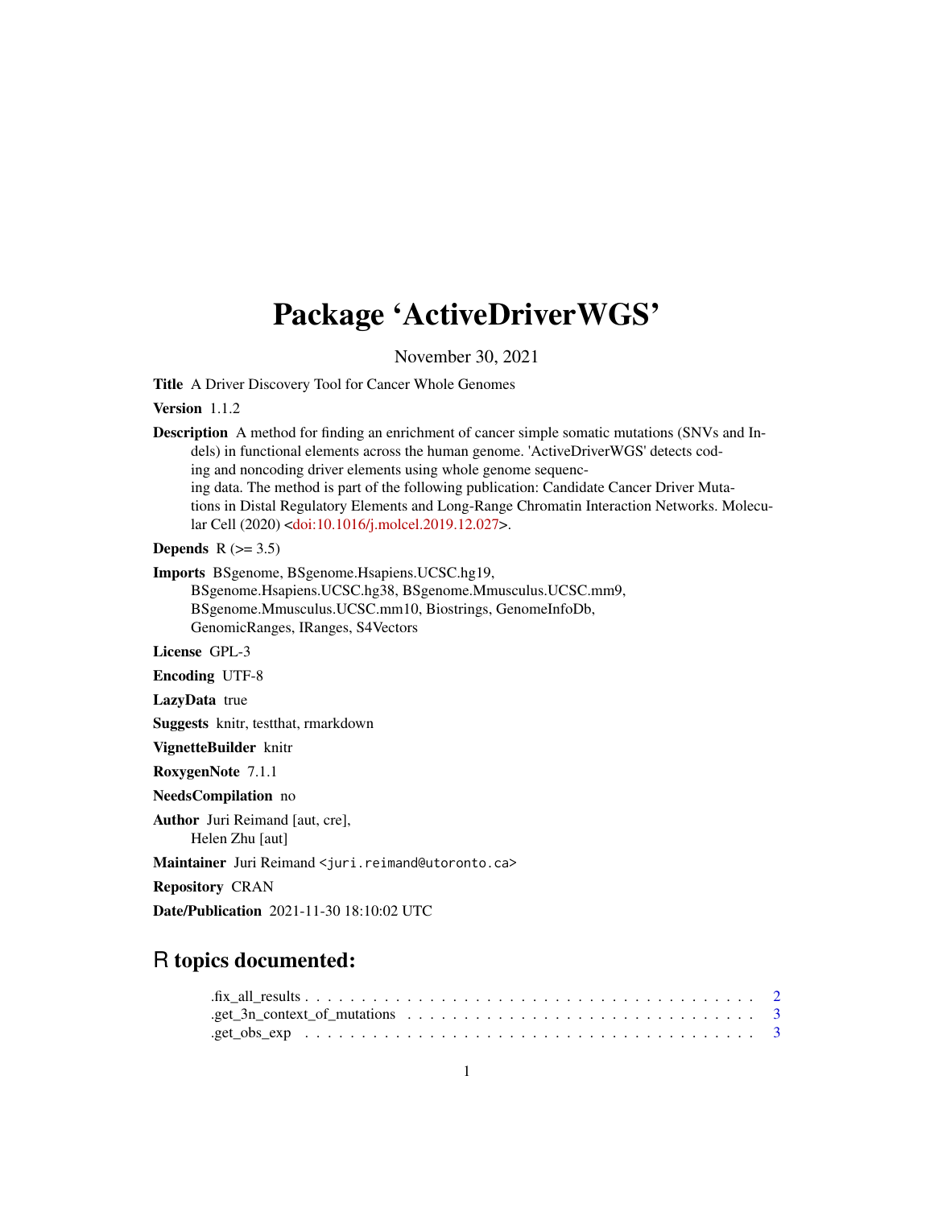# Package 'ActiveDriverWGS'

November 30, 2021

**Title** A Driver Discovery Tool for Cancer Whole Genomes

**Version** 1.1.2

**Description** A method for finding an enrichment of cancer simple somatic mutations (SNVs and Indels) in functional elements across the human genome. 'ActiveDriverWGS' detects coding and noncoding driver elements using whole genome sequencing data. The method is part of the following publication: Candidate Cancer Driver Mutations in Distal Regulatory Elements and Long-Range Chromatin Interaction Networks. Molecular Cell (2020) <doi:10.1016/j.molcel.2019.12.027>.

**Depends** R (>= 3.5)

**Imports** BSgenome, BSgenome.Hsapiens.UCSC.hg19, BSgenome.Hsapiens.UCSC.hg38, BSgenome.Mmusculus.UCSC.mm9, BSgenome.Mmusculus.UCSC.mm10, Biostrings, GenomeInfoDb, GenomicRanges, IRanges, S4Vectors

**License** GPL-3

**Encoding** UTF-8

**LazyData** true

**Suggests** knitr, testthat, rmarkdown

**VignetteBuilder** knitr

**RoxygenNote** 7.1.1

**NeedsCompilation** no

**Author** Juri Reimand [aut, cre], Helen Zhu [aut]

**Maintainer** Juri Reimand <juri.reimand@utoronto.ca>

**Repository** CRAN

**Date/Publication** 2021-11-30 18:10:02 UTC

## R topics documented:

- .fix_all_results . . . . . . . . . . . . . . . . . . . . . . . . . . . . . . . . . . . . . . 2
- .get_3n_context_of_mutations . . . . . . . . . . . . . . . . . . . . . . . . . . . . . . 3
- .get_obs_exp . . . . . . . . . . . . . . . . . . . . . . . . . . . . . . . . . . . . . . . . 3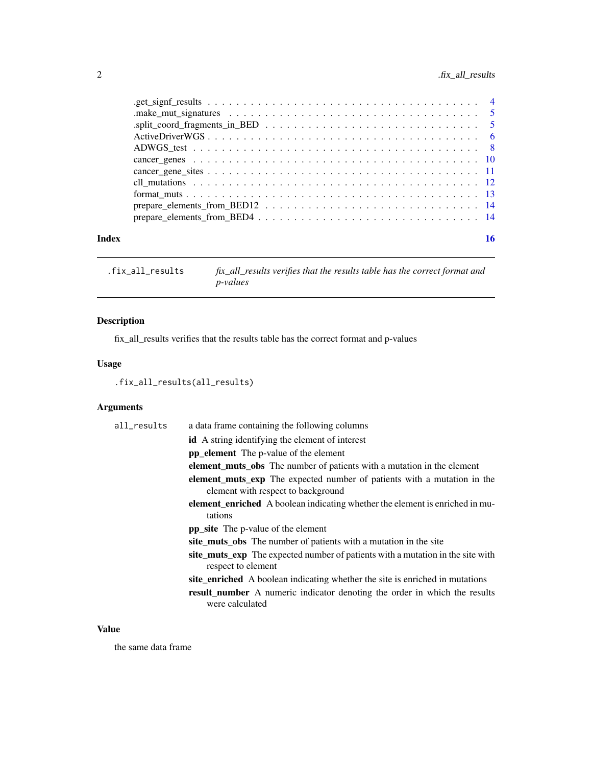| | |
|---|---|
| .get_signf_results | 4 |
| .make_mut_signatures | 5 |
| .split_coord_fragments_in_BED | 5 |
| ActiveDriverWGS | 6 |
| ADWGS_test | 8 |
| cancer_genes | 10 |
| cancer_gene_sites | 11 |
| cll_mutations | 12 |
| format_muts | 13 |
| prepare_elements_from_BED12 | 14 |
| prepare_elements_from_BED4 | 14 |

**Index** **16**

---

## .fix_all_results — *fix_all_results verifies that the results table has the correct format and p-values*

### Description

fix_all_results verifies that the results table has the correct format and p-values

### Usage

```
.fix_all_results(all_results)
```

### Arguments

`all_results` a data frame containing the following columns

- **id** A string identifying the element of interest
- **pp_element** The p-value of the element
- **element_muts_obs** The number of patients with a mutation in the element
- **element_muts_exp** The expected number of patients with a mutation in the element with respect to background
- **element_enriched** A boolean indicating whether the element is enriched in mutations
- **pp_site** The p-value of the element
- **site_muts_obs** The number of patients with a mutation in the site
- **site_muts_exp** The expected number of patients with a mutation in the site with respect to element
- **site_enriched** A boolean indicating whether the site is enriched in mutations
- **result_number** A numeric indicator denoting the order in which the results were calculated

### Value

the same data frame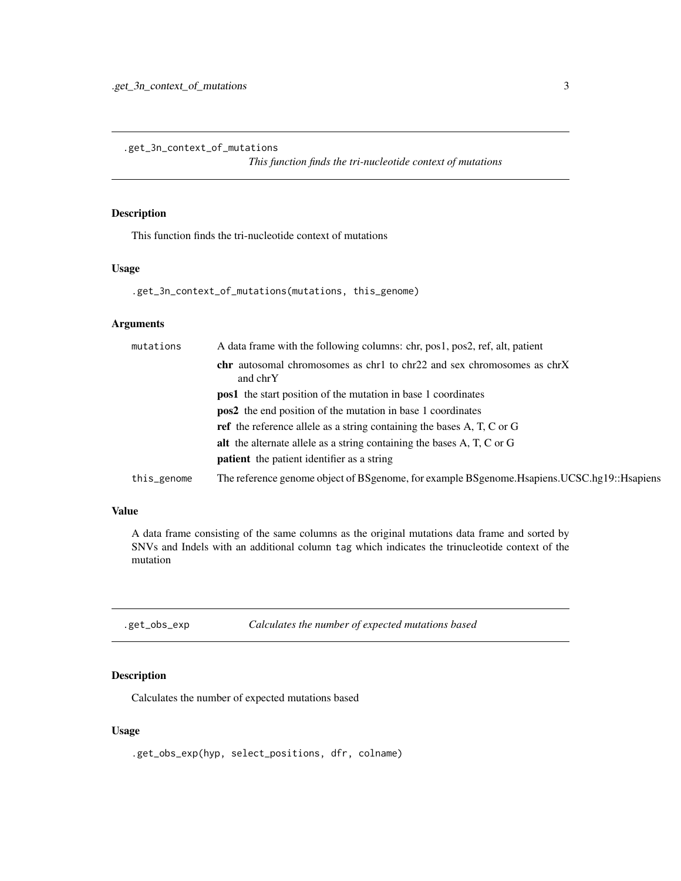## .get_3n_context_of_mutations

*This function finds the tri-nucleotide context of mutations*

### Description

This function finds the tri-nucleotide context of mutations

### Usage

```
.get_3n_context_of_mutations(mutations, this_genome)
```

### Arguments

| | |
|---|---|
| mutations | A data frame with the following columns: chr, pos1, pos2, ref, alt, patient<br>**chr** autosomal chromosomes as chr1 to chr22 and sex chromosomes as chrX and chrY<br>**pos1** the start position of the mutation in base 1 coordinates<br>**pos2** the end position of the mutation in base 1 coordinates<br>**ref** the reference allele as a string containing the bases A, T, C or G<br>**alt** the alternate allele as a string containing the bases A, T, C or G<br>**patient** the patient identifier as a string |
| this_genome | The reference genome object of BSgenome, for example BSgenome.Hsapiens.UCSC.hg19::Hsapiens |

### Value

A data frame consisting of the same columns as the original mutations data frame and sorted by SNVs and Indels with an additional column `tag` which indicates the trinucleotide context of the mutation

## .get_obs_exp

*Calculates the number of expected mutations based*

### Description

Calculates the number of expected mutations based

### Usage

```
.get_obs_exp(hyp, select_positions, dfr, colname)
```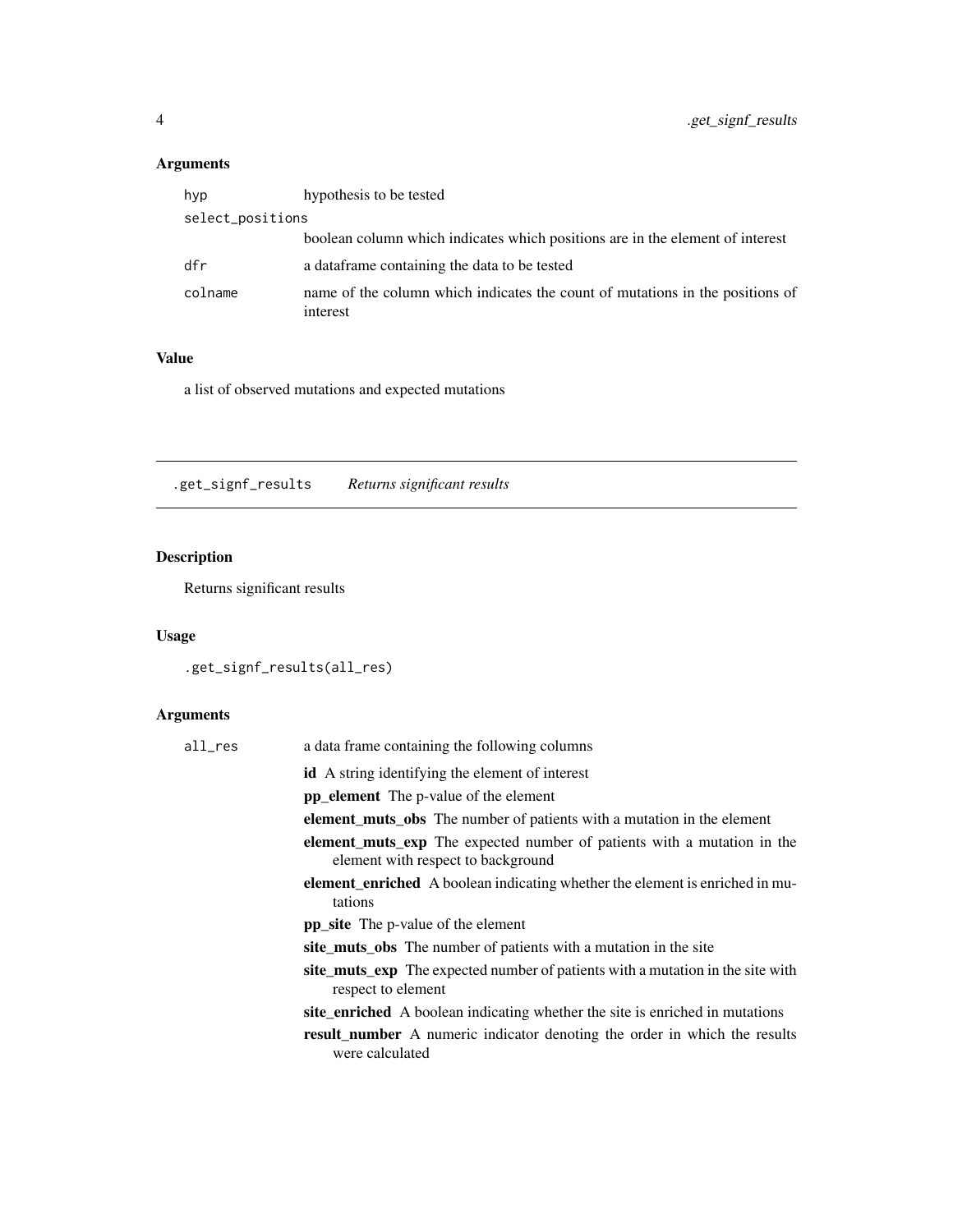## Arguments

| | |
|---|---|
| `hyp` | hypothesis to be tested |
| `select_positions` | boolean column which indicates which positions are in the element of interest |
| `dfr` | a dataframe containing the data to be tested |
| `colname` | name of the column which indicates the count of mutations in the positions of interest |

## Value

a list of observed mutations and expected mutations

---

# `.get_signf_results` *Returns significant results*

## Description

Returns significant results

## Usage

```
.get_signf_results(all_res)
```

## Arguments

`all_res` a data frame containing the following columns

- **id** A string identifying the element of interest
- **pp_element** The p-value of the element
- **element_muts_obs** The number of patients with a mutation in the element
- **element_muts_exp** The expected number of patients with a mutation in the element with respect to background
- **element_enriched** A boolean indicating whether the element is enriched in mutations
- **pp_site** The p-value of the element
- **site_muts_obs** The number of patients with a mutation in the site
- **site_muts_exp** The expected number of patients with a mutation in the site with respect to element
- **site_enriched** A boolean indicating whether the site is enriched in mutations
- **result_number** A numeric indicator denoting the order in which the results were calculated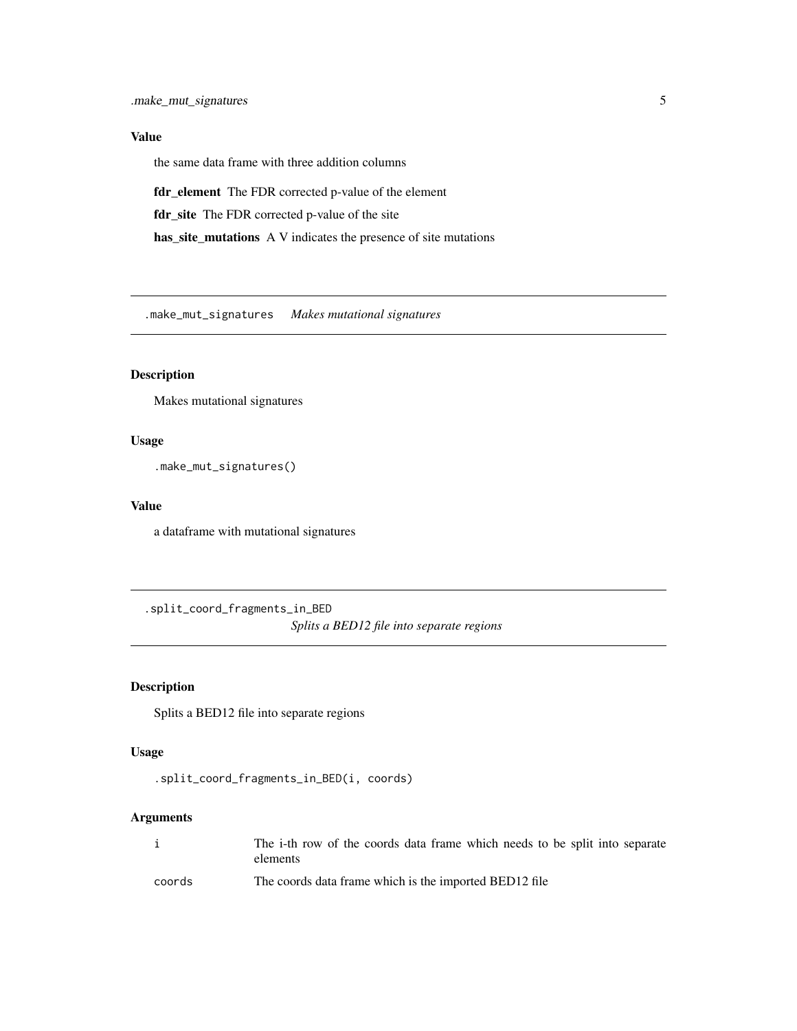### Value

the same data frame with three addition columns

**fdr_element** The FDR corrected p-value of the element

**fdr_site** The FDR corrected p-value of the site

**has_site_mutations** A V indicates the presence of site mutations

---

## .make_mut_signatures *Makes mutational signatures*

### Description

Makes mutational signatures

### Usage

```
.make_mut_signatures()
```

### Value

a dataframe with mutational signatures

---

## .split_coord_fragments_in_BED *Splits a BED12 file into separate regions*

### Description

Splits a BED12 file into separate regions

### Usage

```
.split_coord_fragments_in_BED(i, coords)
```

### Arguments

| | |
|---|---|
| i | The i-th row of the coords data frame which needs to be split into separate elements |
| coords | The coords data frame which is the imported BED12 file |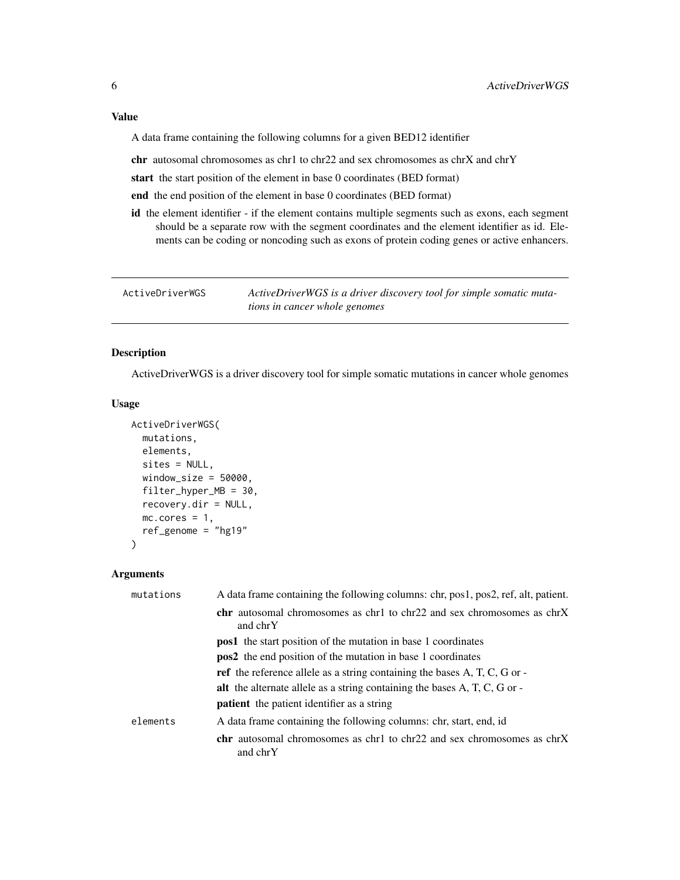### Value

A data frame containing the following columns for a given BED12 identifier

**chr** autosomal chromosomes as chr1 to chr22 and sex chromosomes as chrX and chrY

**start** the start position of the element in base 0 coordinates (BED format)

**end** the end position of the element in base 0 coordinates (BED format)

**id** the element identifier - if the element contains multiple segments such as exons, each segment should be a separate row with the segment coordinates and the element identifier as id. Elements can be coding or noncoding such as exons of protein coding genes or active enhancers.

---

## ActiveDriverWGS — *ActiveDriverWGS is a driver discovery tool for simple somatic mutations in cancer whole genomes*

### Description

ActiveDriverWGS is a driver discovery tool for simple somatic mutations in cancer whole genomes

### Usage

```
ActiveDriverWGS(
  mutations,
  elements,
  sites = NULL,
  window_size = 50000,
  filter_hyper_MB = 30,
  recovery.dir = NULL,
  mc.cores = 1,
  ref_genome = "hg19"
)
```

### Arguments

`mutations` A data frame containing the following columns: chr, pos1, pos2, ref, alt, patient.

- **chr** autosomal chromosomes as chr1 to chr22 and sex chromosomes as chrX and chrY
- **pos1** the start position of the mutation in base 1 coordinates
- **pos2** the end position of the mutation in base 1 coordinates
- **ref** the reference allele as a string containing the bases A, T, C, G or -
- **alt** the alternate allele as a string containing the bases A, T, C, G or -
- **patient** the patient identifier as a string

`elements` A data frame containing the following columns: chr, start, end, id

- **chr** autosomal chromosomes as chr1 to chr22 and sex chromosomes as chrX and chrY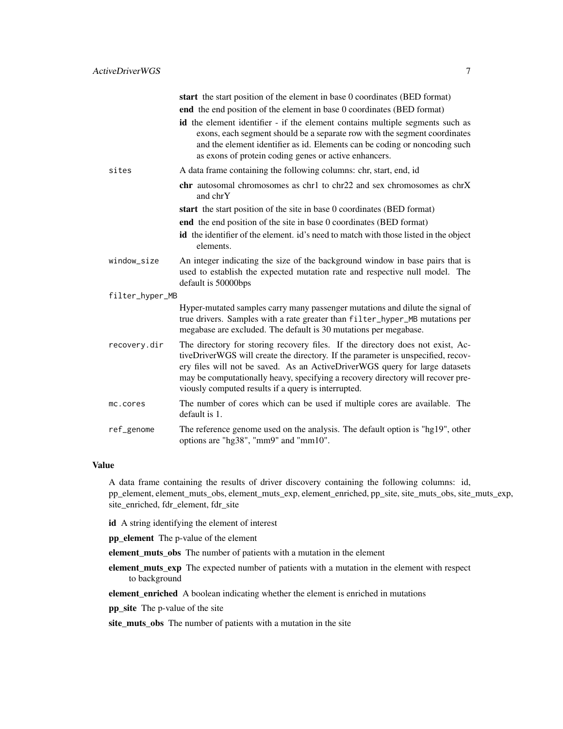**start** the start position of the element in base 0 coordinates (BED format)

**end** the end position of the element in base 0 coordinates (BED format)

**id** the element identifier - if the element contains multiple segments such as exons, each segment should be a separate row with the segment coordinates and the element identifier as id. Elements can be coding or noncoding such as exons of protein coding genes or active enhancers.

`sites` A data frame containing the following columns: chr, start, end, id

- **chr** autosomal chromosomes as chr1 to chr22 and sex chromosomes as chrX and chrY
- **start** the start position of the site in base 0 coordinates (BED format)
- **end** the end position of the site in base 0 coordinates (BED format)
- **id** the identifier of the element. id's need to match with those listed in the object elements.

`window_size` An integer indicating the size of the background window in base pairs that is used to establish the expected mutation rate and respective null model. The default is 50000bps

`filter_hyper_MB` Hyper-mutated samples carry many passenger mutations and dilute the signal of true drivers. Samples with a rate greater than `filter_hyper_MB` mutations per megabase are excluded. The default is 30 mutations per megabase.

`recovery.dir` The directory for storing recovery files. If the directory does not exist, ActiveDriverWGS will create the directory. If the parameter is unspecified, recovery files will not be saved. As an ActiveDriverWGS query for large datasets may be computationally heavy, specifying a recovery directory will recover previously computed results if a query is interrupted.

`mc.cores` The number of cores which can be used if multiple cores are available. The default is 1.

`ref_genome` The reference genome used on the analysis. The default option is "hg19", other options are "hg38", "mm9" and "mm10".

## Value

A data frame containing the results of driver discovery containing the following columns: id, pp_element, element_muts_obs, element_muts_exp, element_enriched, pp_site, site_muts_obs, site_muts_exp, site_enriched, fdr_element, fdr_site

- **id** A string identifying the element of interest
- **pp_element** The p-value of the element
- **element_muts_obs** The number of patients with a mutation in the element
- **element_muts_exp** The expected number of patients with a mutation in the element with respect to background
- **element_enriched** A boolean indicating whether the element is enriched in mutations
- **pp_site** The p-value of the site
- **site_muts_obs** The number of patients with a mutation in the site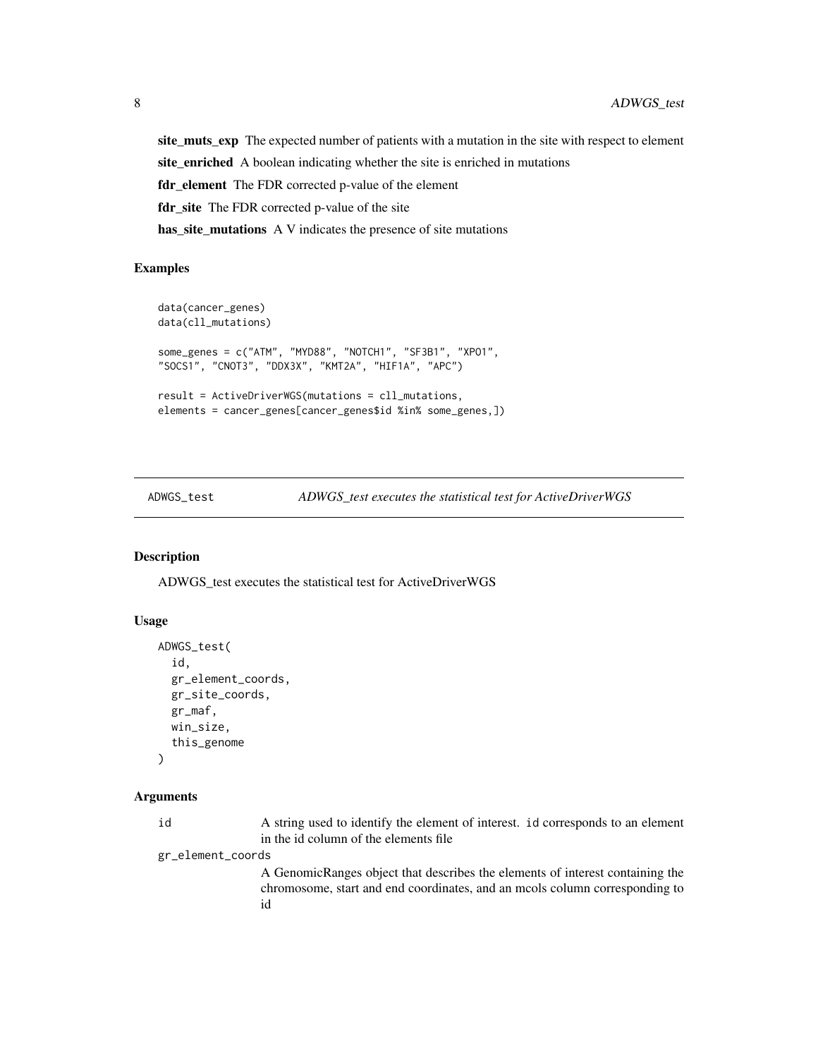**site_muts_exp** The expected number of patients with a mutation in the site with respect to element

**site_enriched** A boolean indicating whether the site is enriched in mutations

**fdr_element** The FDR corrected p-value of the element

**fdr_site** The FDR corrected p-value of the site

**has_site_mutations** A V indicates the presence of site mutations

### Examples

```
data(cancer_genes)
data(cll_mutations)

some_genes = c("ATM", "MYD88", "NOTCH1", "SF3B1", "XPO1",
"SOCS1", "CNOT3", "DDX3X", "KMT2A", "HIF1A", "APC")

result = ActiveDriverWGS(mutations = cll_mutations,
elements = cancer_genes[cancer_genes$id %in% some_genes,])
```

---

## ADWGS_test — *ADWGS_test executes the statistical test for ActiveDriverWGS*

### Description

ADWGS_test executes the statistical test for ActiveDriverWGS

### Usage

```
ADWGS_test(
  id,
  gr_element_coords,
  gr_site_coords,
  gr_maf,
  win_size,
  this_genome
)
```

### Arguments

`id` A string used to identify the element of interest. id corresponds to an element in the id column of the elements file

`gr_element_coords` A GenomicRanges object that describes the elements of interest containing the chromosome, start and end coordinates, and an mcols column corresponding to id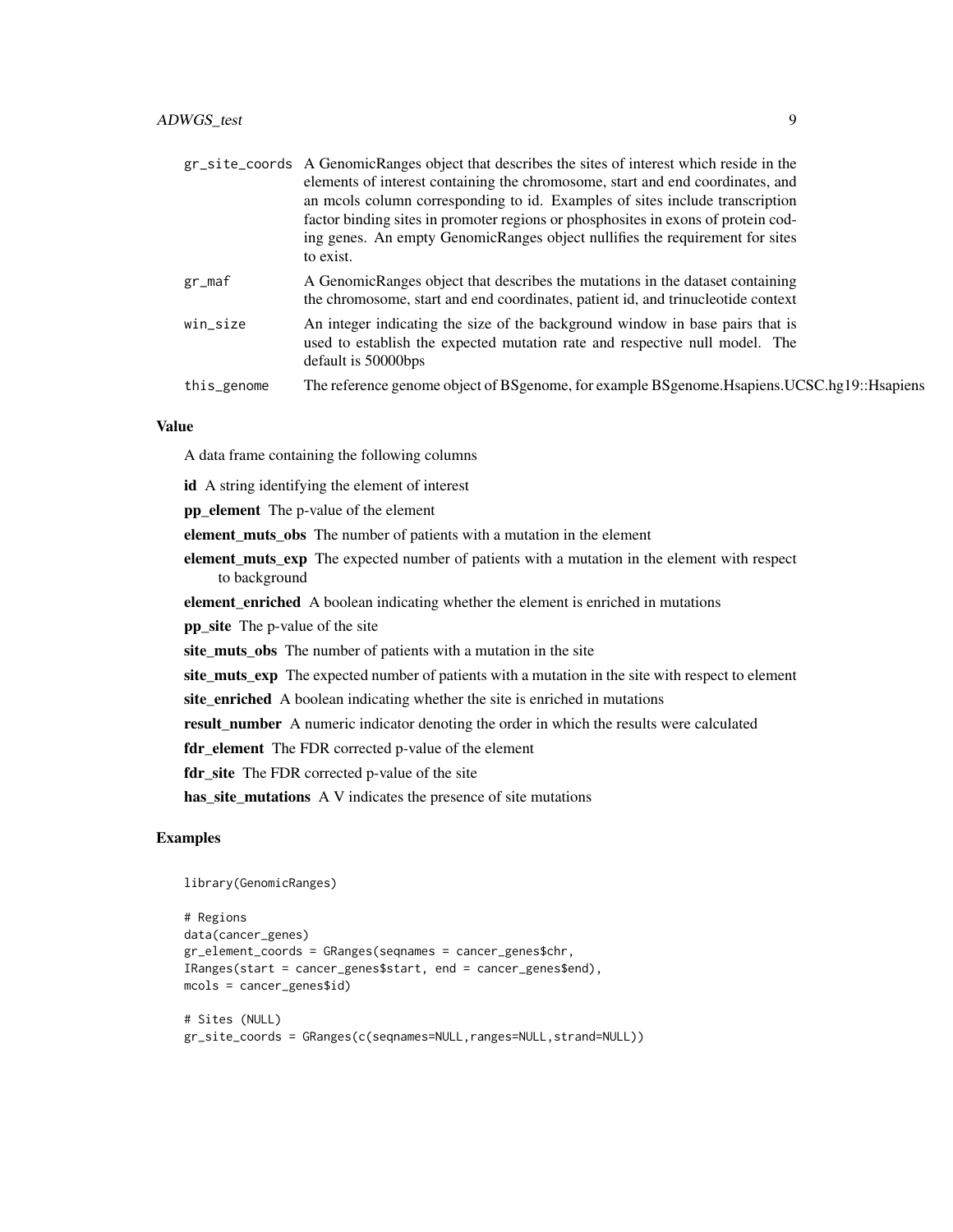| | |
|---|---|
| gr_site_coords | A GenomicRanges object that describes the sites of interest which reside in the elements of interest containing the chromosome, start and end coordinates, and an mcols column corresponding to id. Examples of sites include transcription factor binding sites in promoter regions or phosphosites in exons of protein coding genes. An empty GenomicRanges object nullifies the requirement for sites to exist. |
| gr_maf | A GenomicRanges object that describes the mutations in the dataset containing the chromosome, start and end coordinates, patient id, and trinucleotide context |
| win_size | An integer indicating the size of the background window in base pairs that is used to establish the expected mutation rate and respective null model. The default is 50000bps |
| this_genome | The reference genome object of BSgenome, for example BSgenome.Hsapiens.UCSC.hg19::Hsapiens |

## Value

A data frame containing the following columns

**id** A string identifying the element of interest

**pp_element** The p-value of the element

**element_muts_obs** The number of patients with a mutation in the element

**element_muts_exp** The expected number of patients with a mutation in the element with respect to background

**element_enriched** A boolean indicating whether the element is enriched in mutations

**pp_site** The p-value of the site

**site_muts_obs** The number of patients with a mutation in the site

**site_muts_exp** The expected number of patients with a mutation in the site with respect to element

**site_enriched** A boolean indicating whether the site is enriched in mutations

**result_number** A numeric indicator denoting the order in which the results were calculated

**fdr_element** The FDR corrected p-value of the element

**fdr_site** The FDR corrected p-value of the site

**has_site_mutations** A V indicates the presence of site mutations

## Examples

```
library(GenomicRanges)

# Regions
data(cancer_genes)
gr_element_coords = GRanges(seqnames = cancer_genes$chr,
IRanges(start = cancer_genes$start, end = cancer_genes$end),
mcols = cancer_genes$id)

# Sites (NULL)
gr_site_coords = GRanges(c(seqnames=NULL,ranges=NULL,strand=NULL))
```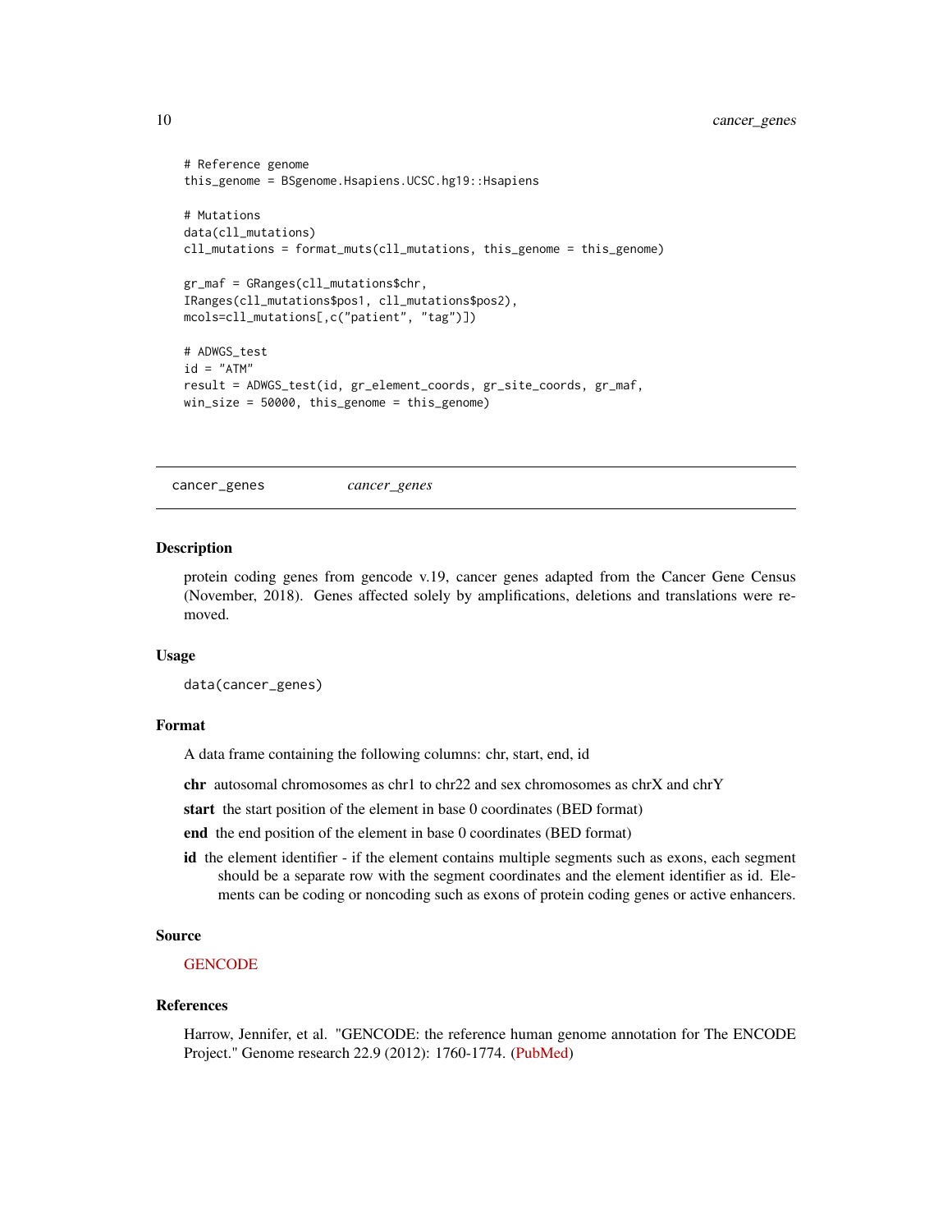```
# Reference genome
this_genome = BSgenome.Hsapiens.UCSC.hg19::Hsapiens

# Mutations
data(cll_mutations)
cll_mutations = format_muts(cll_mutations, this_genome = this_genome)

gr_maf = GRanges(cll_mutations$chr,
IRanges(cll_mutations$pos1, cll_mutations$pos2),
mcols=cll_mutations[,c("patient", "tag")])

# ADWGS_test
id = "ATM"
result = ADWGS_test(id, gr_element_coords, gr_site_coords, gr_maf,
win_size = 50000, this_genome = this_genome)
```

## cancer_genes *cancer_genes*

### Description

protein coding genes from gencode v.19, cancer genes adapted from the Cancer Gene Census (November, 2018). Genes affected solely by amplifications, deletions and translations were removed.

### Usage

```
data(cancer_genes)
```

### Format

A data frame containing the following columns: chr, start, end, id

**chr** autosomal chromosomes as chr1 to chr22 and sex chromosomes as chrX and chrY

**start** the start position of the element in base 0 coordinates (BED format)

**end** the end position of the element in base 0 coordinates (BED format)

**id** the element identifier - if the element contains multiple segments such as exons, each segment should be a separate row with the segment coordinates and the element identifier as id. Elements can be coding or noncoding such as exons of protein coding genes or active enhancers.

### Source

GENCODE

### References

Harrow, Jennifer, et al. "GENCODE: the reference human genome annotation for The ENCODE Project." Genome research 22.9 (2012): 1760-1774. (PubMed)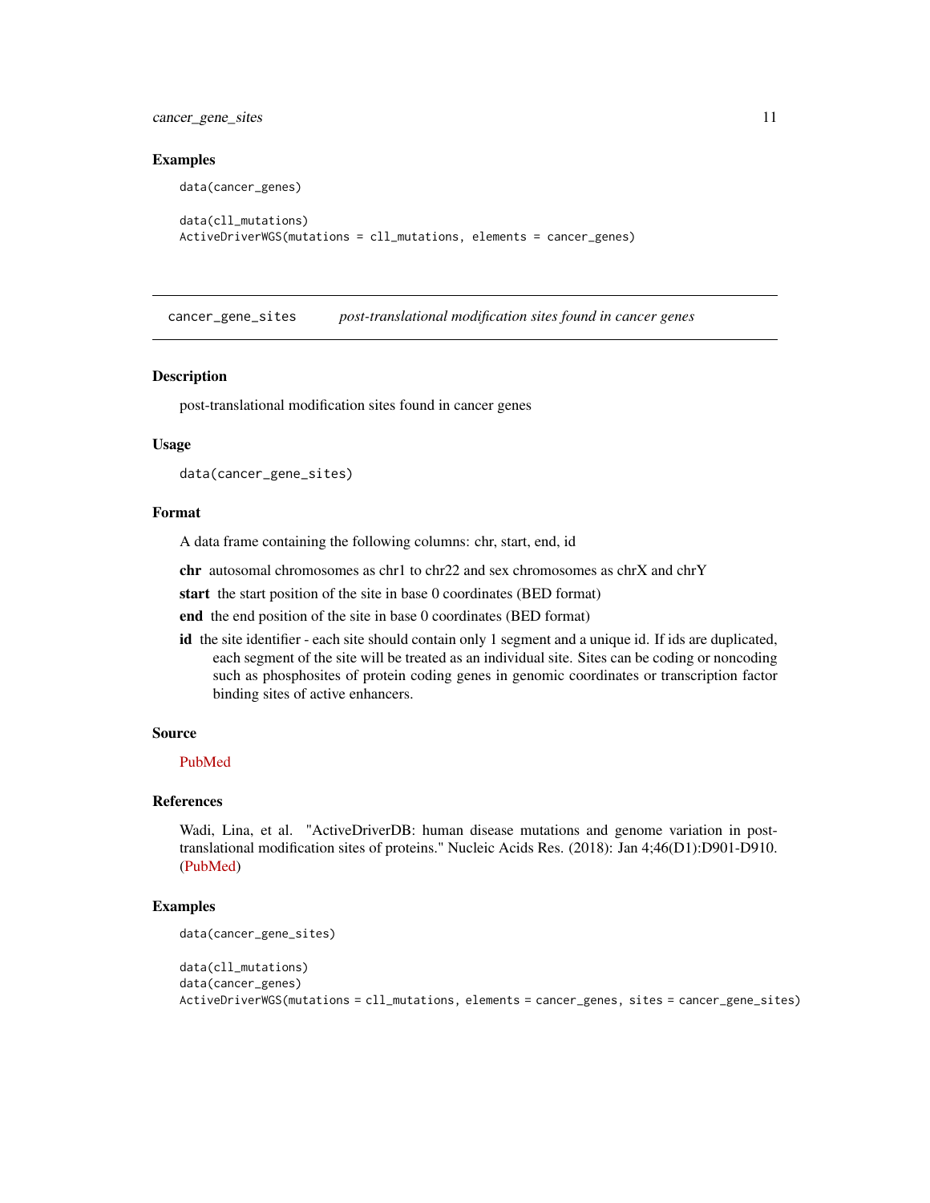### Examples

```
data(cancer_genes)

data(cll_mutations)
ActiveDriverWGS(mutations = cll_mutations, elements = cancer_genes)
```

---

## cancer_gene_sites *post-translational modification sites found in cancer genes*

---

### Description

post-translational modification sites found in cancer genes

### Usage

```
data(cancer_gene_sites)
```

### Format

A data frame containing the following columns: chr, start, end, id

**chr** autosomal chromosomes as chr1 to chr22 and sex chromosomes as chrX and chrY

**start** the start position of the site in base 0 coordinates (BED format)

**end** the end position of the site in base 0 coordinates (BED format)

**id** the site identifier - each site should contain only 1 segment and a unique id. If ids are duplicated, each segment of the site will be treated as an individual site. Sites can be coding or noncoding such as phosphosites of protein coding genes in genomic coordinates or transcription factor binding sites of active enhancers.

### Source

PubMed

### References

Wadi, Lina, et al. "ActiveDriverDB: human disease mutations and genome variation in post-translational modification sites of proteins." Nucleic Acids Res. (2018): Jan 4;46(D1):D901-D910. (PubMed)

### Examples

```
data(cancer_gene_sites)

data(cll_mutations)
data(cancer_genes)
ActiveDriverWGS(mutations = cll_mutations, elements = cancer_genes, sites = cancer_gene_sites)
```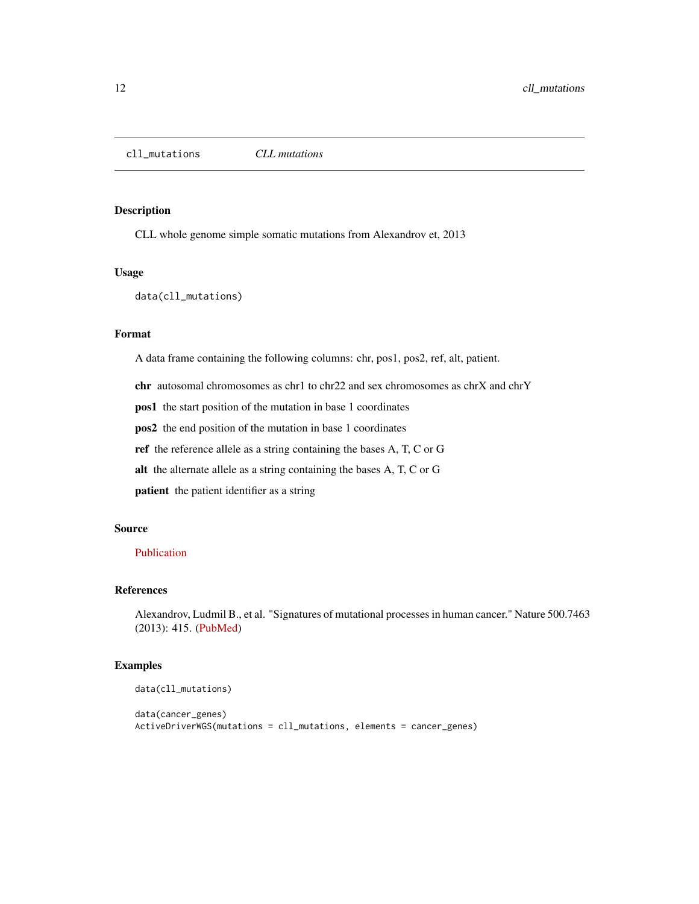cll_mutations *CLL mutations*

## Description

CLL whole genome simple somatic mutations from Alexandrov et, 2013

## Usage

```
data(cll_mutations)
```

## Format

A data frame containing the following columns: chr, pos1, pos2, ref, alt, patient.

**chr** autosomal chromosomes as chr1 to chr22 and sex chromosomes as chrX and chrY

**pos1** the start position of the mutation in base 1 coordinates

**pos2** the end position of the mutation in base 1 coordinates

**ref** the reference allele as a string containing the bases A, T, C or G

**alt** the alternate allele as a string containing the bases A, T, C or G

**patient** the patient identifier as a string

## Source

Publication

## References

Alexandrov, Ludmil B., et al. "Signatures of mutational processes in human cancer." Nature 500.7463 (2013): 415. (PubMed)

## Examples

```
data(cll_mutations)

data(cancer_genes)
ActiveDriverWGS(mutations = cll_mutations, elements = cancer_genes)
```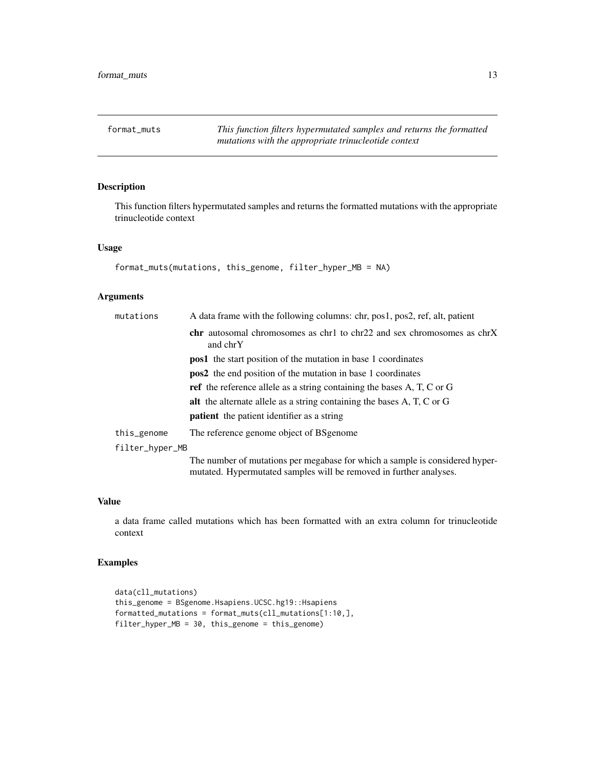## format_muts — *This function filters hypermutated samples and returns the formatted mutations with the appropriate trinucleotide context*

### Description

This function filters hypermutated samples and returns the formatted mutations with the appropriate trinucleotide context

### Usage

```
format_muts(mutations, this_genome, filter_hyper_MB = NA)
```

### Arguments

`mutations` — A data frame with the following columns: chr, pos1, pos2, ref, alt, patient

- **chr** autosomal chromosomes as chr1 to chr22 and sex chromosomes as chrX and chrY
- **pos1** the start position of the mutation in base 1 coordinates
- **pos2** the end position of the mutation in base 1 coordinates
- **ref** the reference allele as a string containing the bases A, T, C or G
- **alt** the alternate allele as a string containing the bases A, T, C or G
- **patient** the patient identifier as a string

`this_genome` — The reference genome object of BSgenome

`filter_hyper_MB` — The number of mutations per megabase for which a sample is considered hypermutated. Hypermutated samples will be removed in further analyses.

### Value

a data frame called mutations which has been formatted with an extra column for trinucleotide context

### Examples

```
data(cll_mutations)
this_genome = BSgenome.Hsapiens.UCSC.hg19::Hsapiens
formatted_mutations = format_muts(cll_mutations[1:10,],
filter_hyper_MB = 30, this_genome = this_genome)
```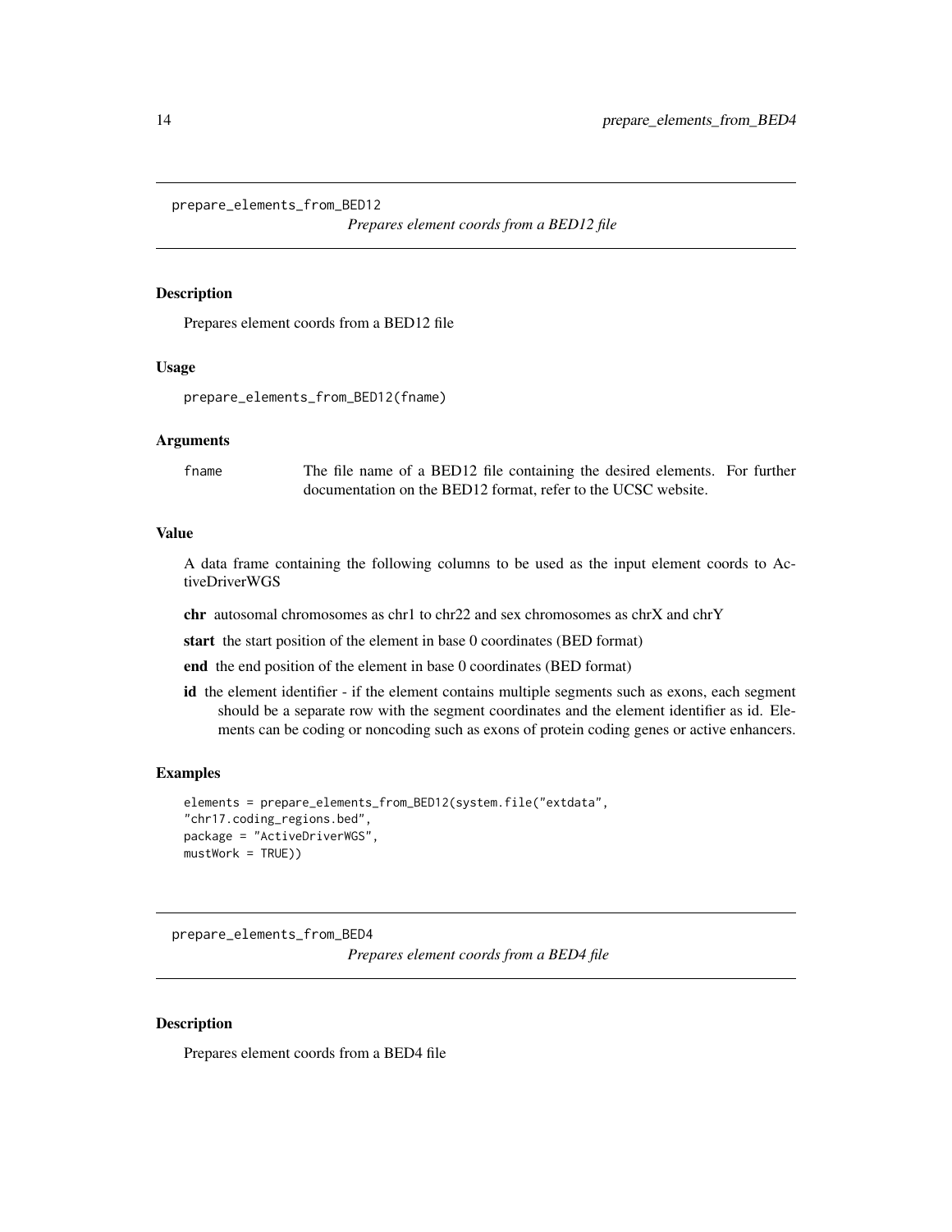## prepare_elements_from_BED12

*Prepares element coords from a BED12 file*

### Description

Prepares element coords from a BED12 file

### Usage

```
prepare_elements_from_BED12(fname)
```

### Arguments

| | |
|---|---|
| fname | The file name of a BED12 file containing the desired elements. For further documentation on the BED12 format, refer to the UCSC website. |

### Value

A data frame containing the following columns to be used as the input element coords to ActiveDriverWGS

**chr** autosomal chromosomes as chr1 to chr22 and sex chromosomes as chrX and chrY

**start** the start position of the element in base 0 coordinates (BED format)

**end** the end position of the element in base 0 coordinates (BED format)

**id** the element identifier - if the element contains multiple segments such as exons, each segment should be a separate row with the segment coordinates and the element identifier as id. Elements can be coding or noncoding such as exons of protein coding genes or active enhancers.

### Examples

```
elements = prepare_elements_from_BED12(system.file("extdata",
"chr17.coding_regions.bed",
package = "ActiveDriverWGS",
mustWork = TRUE))
```

## prepare_elements_from_BED4

*Prepares element coords from a BED4 file*

### Description

Prepares element coords from a BED4 file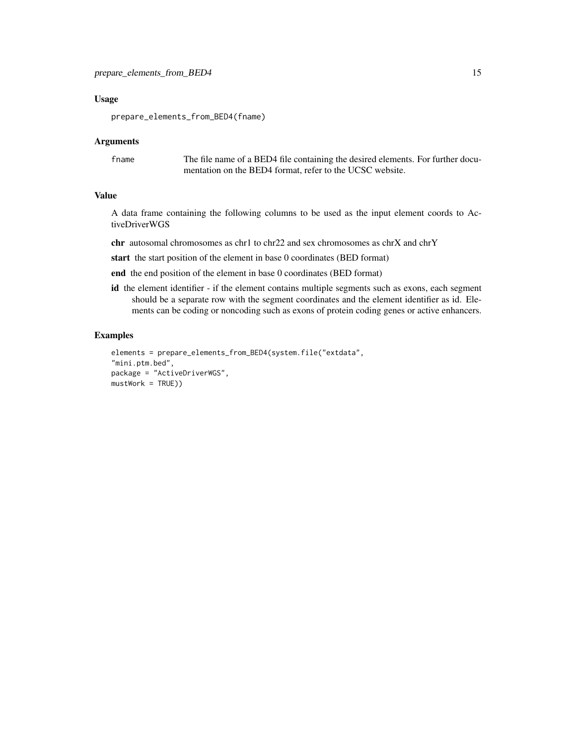### Usage

```
prepare_elements_from_BED4(fname)
```

### Arguments

| | |
|---|---|
| fname | The file name of a BED4 file containing the desired elements. For further documentation on the BED4 format, refer to the UCSC website. |

### Value

A data frame containing the following columns to be used as the input element coords to ActiveDriverWGS

**chr** autosomal chromosomes as chr1 to chr22 and sex chromosomes as chrX and chrY

**start** the start position of the element in base 0 coordinates (BED format)

**end** the end position of the element in base 0 coordinates (BED format)

**id** the element identifier - if the element contains multiple segments such as exons, each segment should be a separate row with the segment coordinates and the element identifier as id. Elements can be coding or noncoding such as exons of protein coding genes or active enhancers.

### Examples

```
elements = prepare_elements_from_BED4(system.file("extdata",
"mini.ptm.bed",
package = "ActiveDriverWGS",
mustWork = TRUE))
```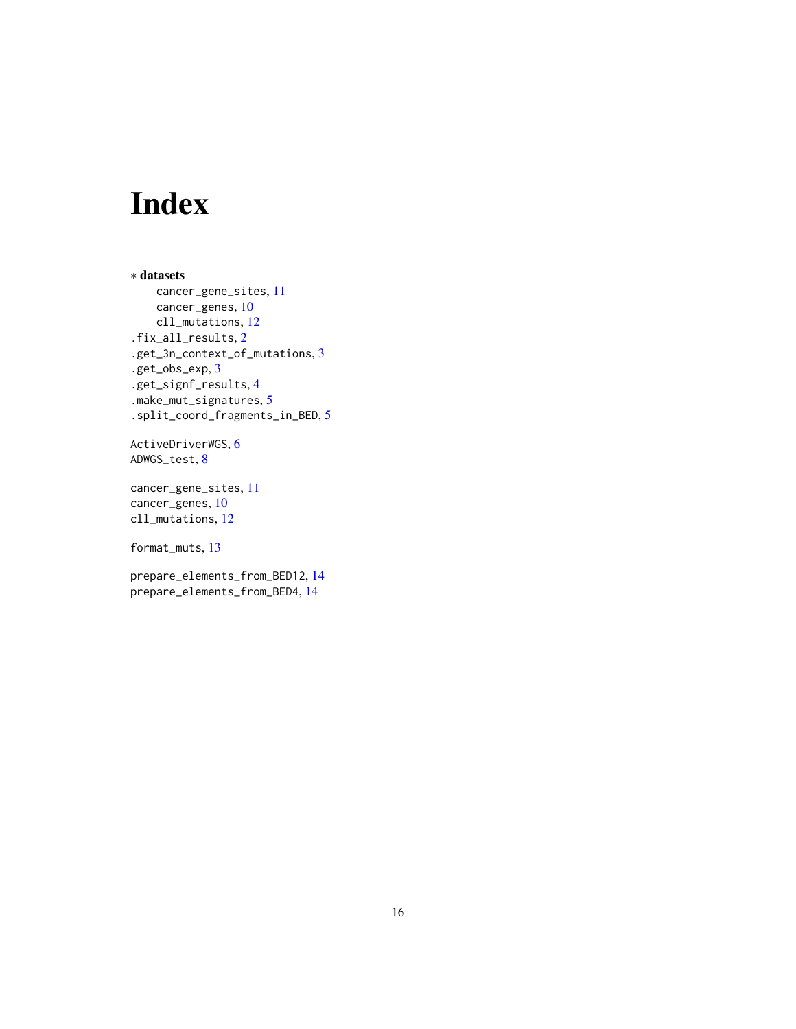# Index

∗ **datasets**
    cancer_gene_sites, 11
    cancer_genes, 10
    cll_mutations, 12

.fix_all_results, 2
.get_3n_context_of_mutations, 3
.get_obs_exp, 3
.get_signf_results, 4
.make_mut_signatures, 5
.split_coord_fragments_in_BED, 5

ActiveDriverWGS, 6
ADWGS_test, 8

cancer_gene_sites, 11
cancer_genes, 10
cll_mutations, 12

format_muts, 13

prepare_elements_from_BED12, 14
prepare_elements_from_BED4, 14